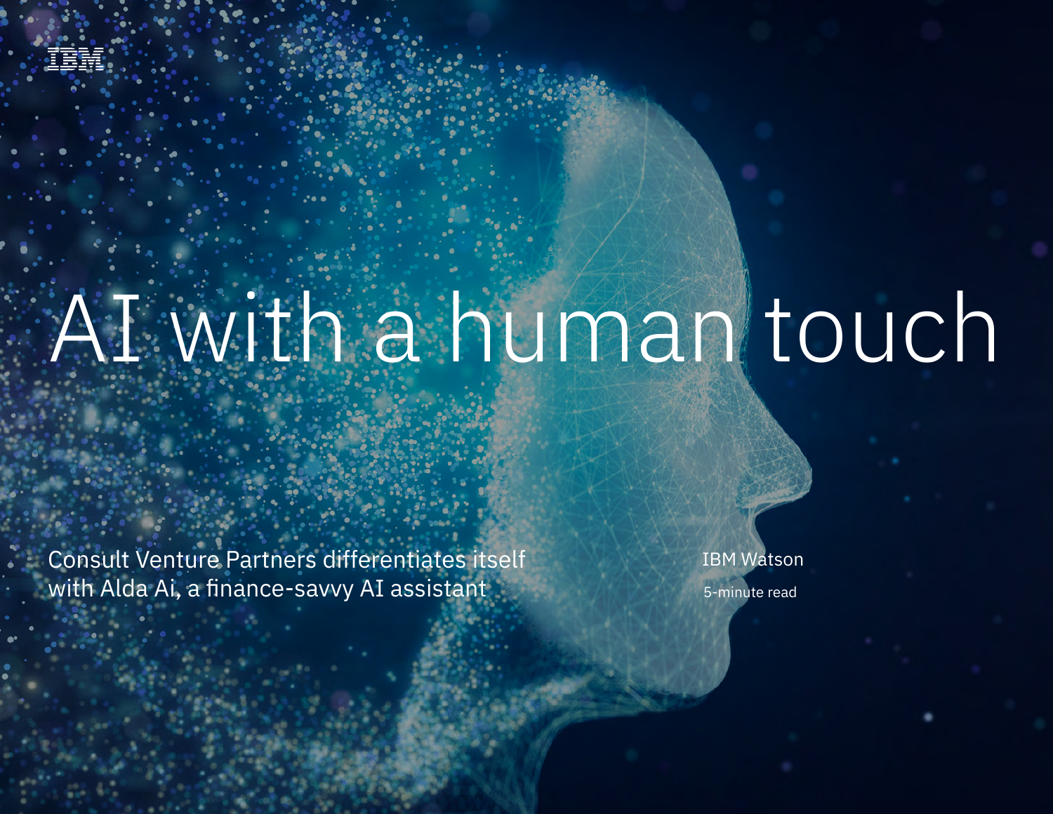IBM

# AI with a human touch

Consult Venture Partners differentiates itself with Alda Ai, a finance-savvy AI assistant

IBM Watson

5-minute read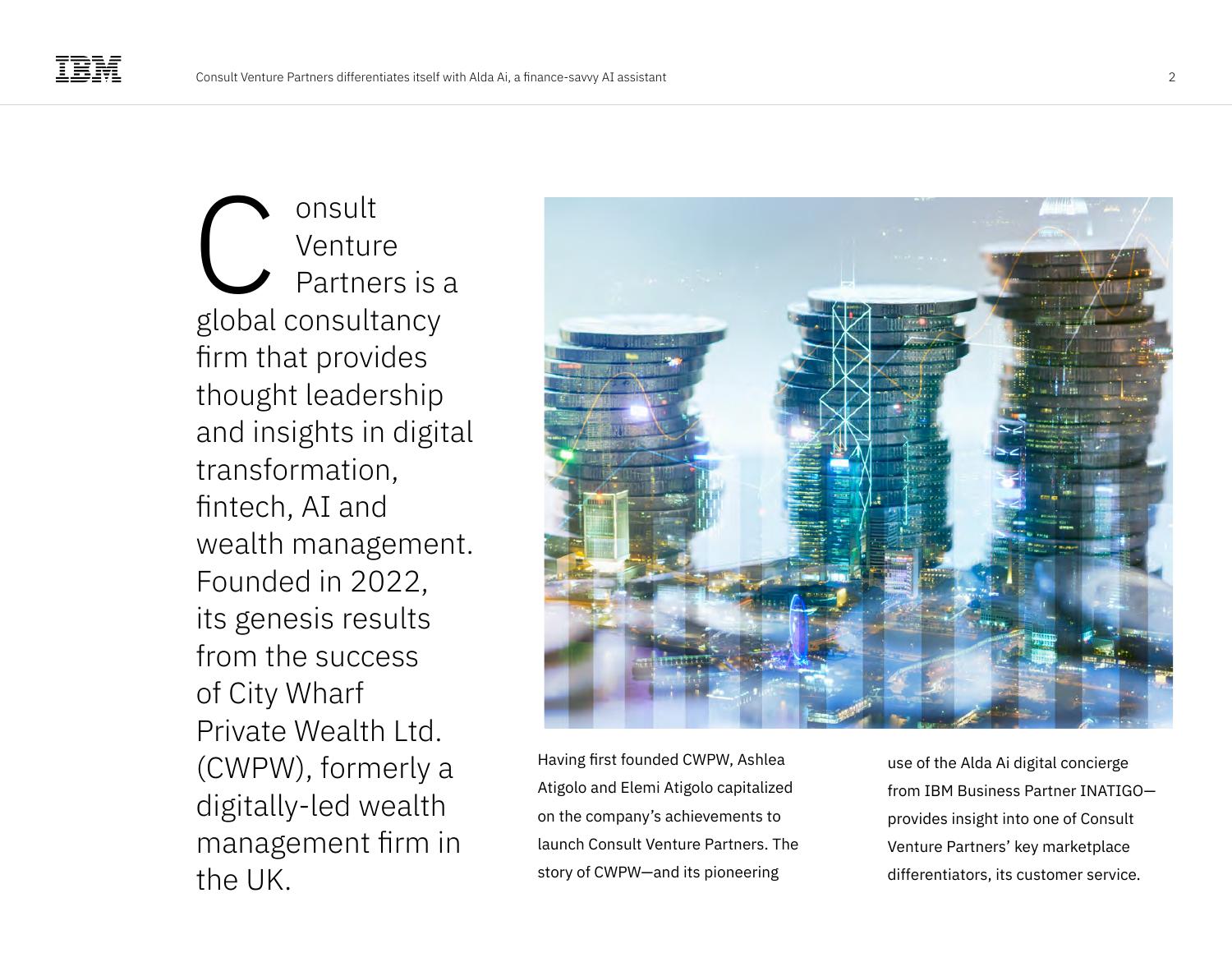Consult Venture Partners is a global consultancy firm that provides thought leadership and insights in digital transformation, fintech, AI and wealth management. Founded in 2022, its genesis results from the success of City Wharf Private Wealth Ltd. (CWPW), formerly a digitally-led wealth management firm in the UK.

Having first founded CWPW, Ashlea Atigolo and Elemi Atigolo capitalized on the company's achievements to launch Consult Venture Partners. The story of CWPW—and its pioneering use of the Alda Ai digital concierge from IBM Business Partner INATIGO—provides insight into one of Consult Venture Partners' key marketplace differentiators, its customer service.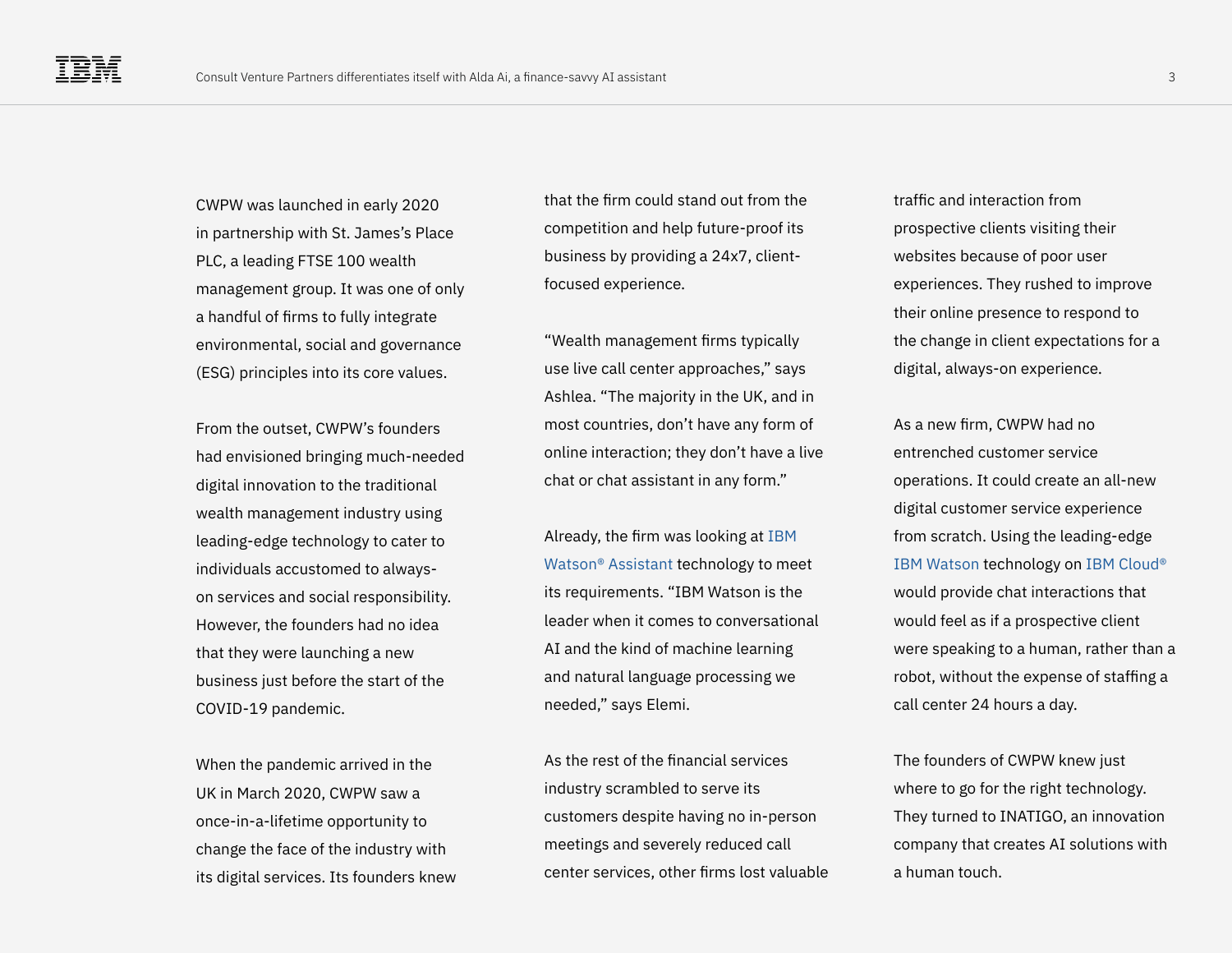CWPW was launched in early 2020 in partnership with St. James's Place PLC, a leading FTSE 100 wealth management group. It was one of only a handful of firms to fully integrate environmental, social and governance (ESG) principles into its core values.

From the outset, CWPW's founders had envisioned bringing much-needed digital innovation to the traditional wealth management industry using leading-edge technology to cater to individuals accustomed to always-on services and social responsibility. However, the founders had no idea that they were launching a new business just before the start of the COVID-19 pandemic.

When the pandemic arrived in the UK in March 2020, CWPW saw a once-in-a-lifetime opportunity to change the face of the industry with its digital services. Its founders knew that the firm could stand out from the competition and help future-proof its business by providing a 24x7, client-focused experience.

"Wealth management firms typically use live call center approaches," says Ashlea. "The majority in the UK, and in most countries, don't have any form of online interaction; they don't have a live chat or chat assistant in any form."

Already, the firm was looking at IBM Watson® Assistant technology to meet its requirements. "IBM Watson is the leader when it comes to conversational AI and the kind of machine learning and natural language processing we needed," says Elemi.

As the rest of the financial services industry scrambled to serve its customers despite having no in-person meetings and severely reduced call center services, other firms lost valuable traffic and interaction from prospective clients visiting their websites because of poor user experiences. They rushed to improve their online presence to respond to the change in client expectations for a digital, always-on experience.

As a new firm, CWPW had no entrenched customer service operations. It could create an all-new digital customer service experience from scratch. Using the leading-edge IBM Watson technology on IBM Cloud® would provide chat interactions that would feel as if a prospective client were speaking to a human, rather than a robot, without the expense of staffing a call center 24 hours a day.

The founders of CWPW knew just where to go for the right technology. They turned to INATIGO, an innovation company that creates AI solutions with a human touch.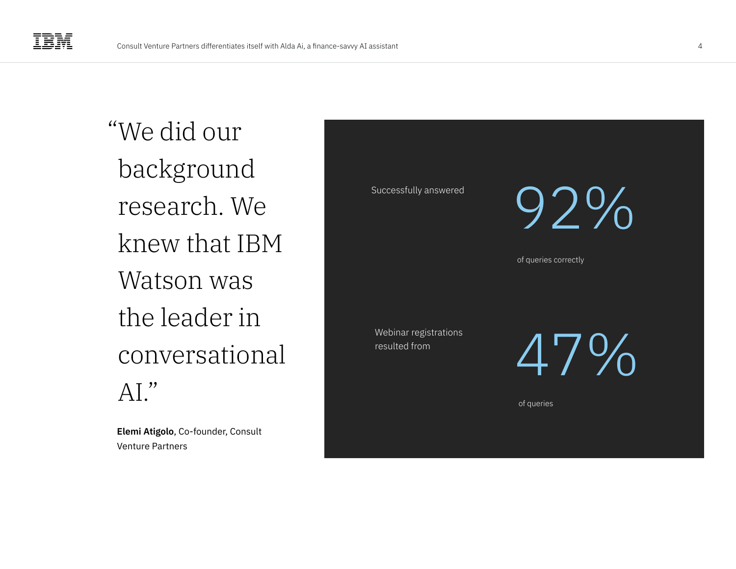> "We did our background research. We knew that IBM Watson was the leader in conversational AI."

**Elemi Atigolo**, Co-founder, Consult Venture Partners

Successfully answered

92%

of queries correctly

Webinar registrations resulted from

47%

of queries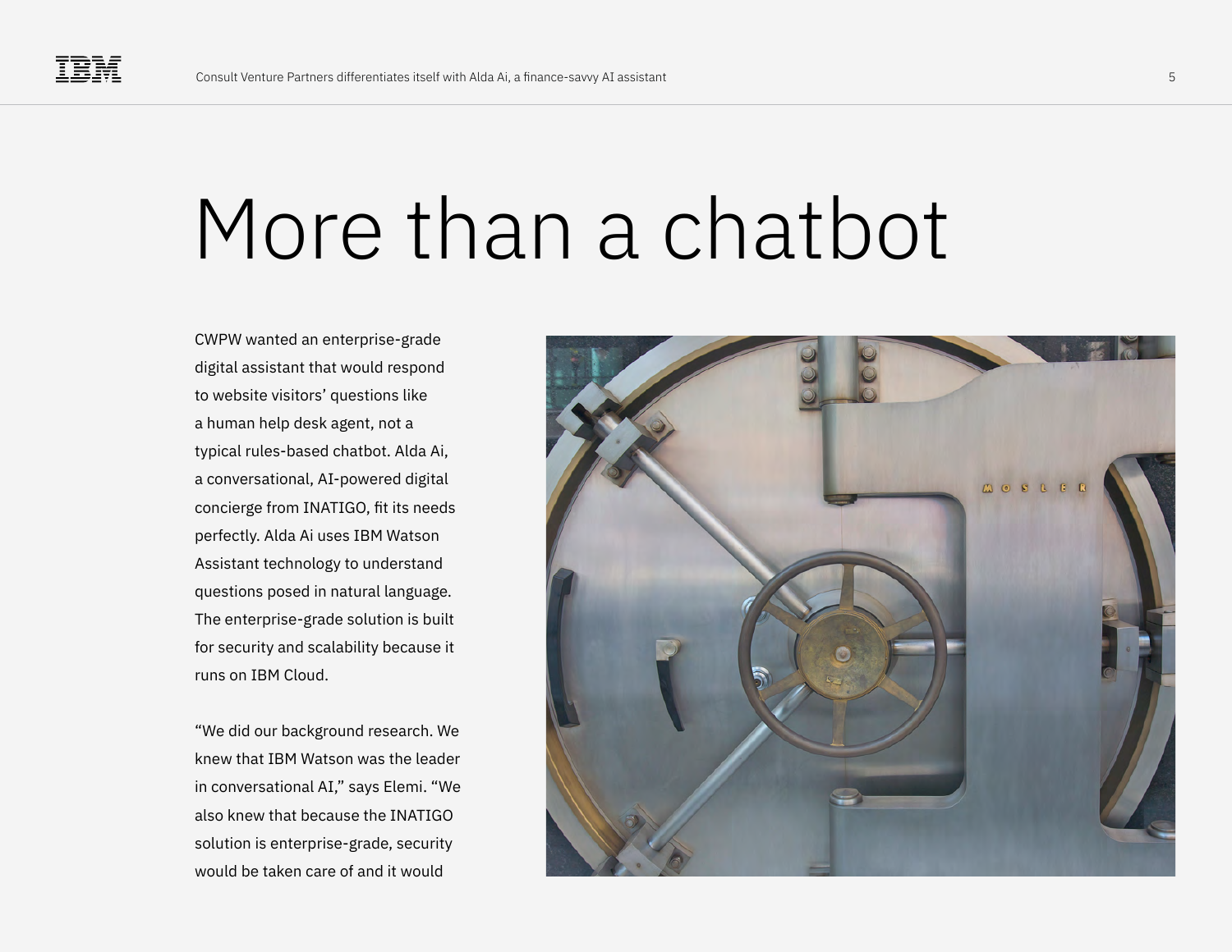# More than a chatbot

CWPW wanted an enterprise-grade digital assistant that would respond to website visitors' questions like a human help desk agent, not a typical rules-based chatbot. Alda Ai, a conversational, AI-powered digital concierge from INATIGO, fit its needs perfectly. Alda Ai uses IBM Watson Assistant technology to understand questions posed in natural language. The enterprise-grade solution is built for security and scalability because it runs on IBM Cloud.

"We did our background research. We knew that IBM Watson was the leader in conversational AI," says Elemi. "We also knew that because the INATIGO solution is enterprise-grade, security would be taken care of and it would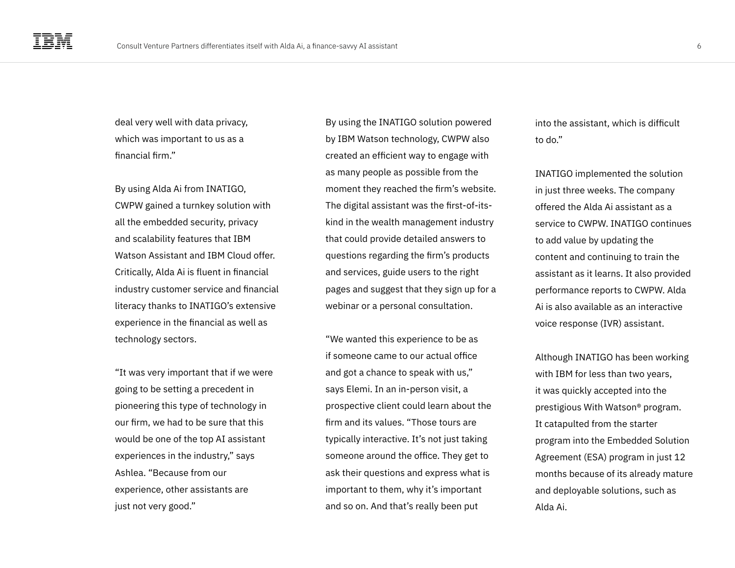deal very well with data privacy, which was important to us as a financial firm."

By using Alda Ai from INATIGO, CWPW gained a turnkey solution with all the embedded security, privacy and scalability features that IBM Watson Assistant and IBM Cloud offer. Critically, Alda Ai is fluent in financial industry customer service and financial literacy thanks to INATIGO's extensive experience in the financial as well as technology sectors.

"It was very important that if we were going to be setting a precedent in pioneering this type of technology in our firm, we had to be sure that this would be one of the top AI assistant experiences in the industry," says Ashlea. "Because from our experience, other assistants are just not very good."

By using the INATIGO solution powered by IBM Watson technology, CWPW also created an efficient way to engage with as many people as possible from the moment they reached the firm's website. The digital assistant was the first-of-its-kind in the wealth management industry that could provide detailed answers to questions regarding the firm's products and services, guide users to the right pages and suggest that they sign up for a webinar or a personal consultation.

"We wanted this experience to be as if someone came to our actual office and got a chance to speak with us," says Elemi. In an in-person visit, a prospective client could learn about the firm and its values. "Those tours are typically interactive. It's not just taking someone around the office. They get to ask their questions and express what is important to them, why it's important and so on. And that's really been put into the assistant, which is difficult to do."

INATIGO implemented the solution in just three weeks. The company offered the Alda Ai assistant as a service to CWPW. INATIGO continues to add value by updating the content and continuing to train the assistant as it learns. It also provided performance reports to CWPW. Alda Ai is also available as an interactive voice response (IVR) assistant.

Although INATIGO has been working with IBM for less than two years, it was quickly accepted into the prestigious With Watson® program. It catapulted from the starter program into the Embedded Solution Agreement (ESA) program in just 12 months because of its already mature and deployable solutions, such as Alda Ai.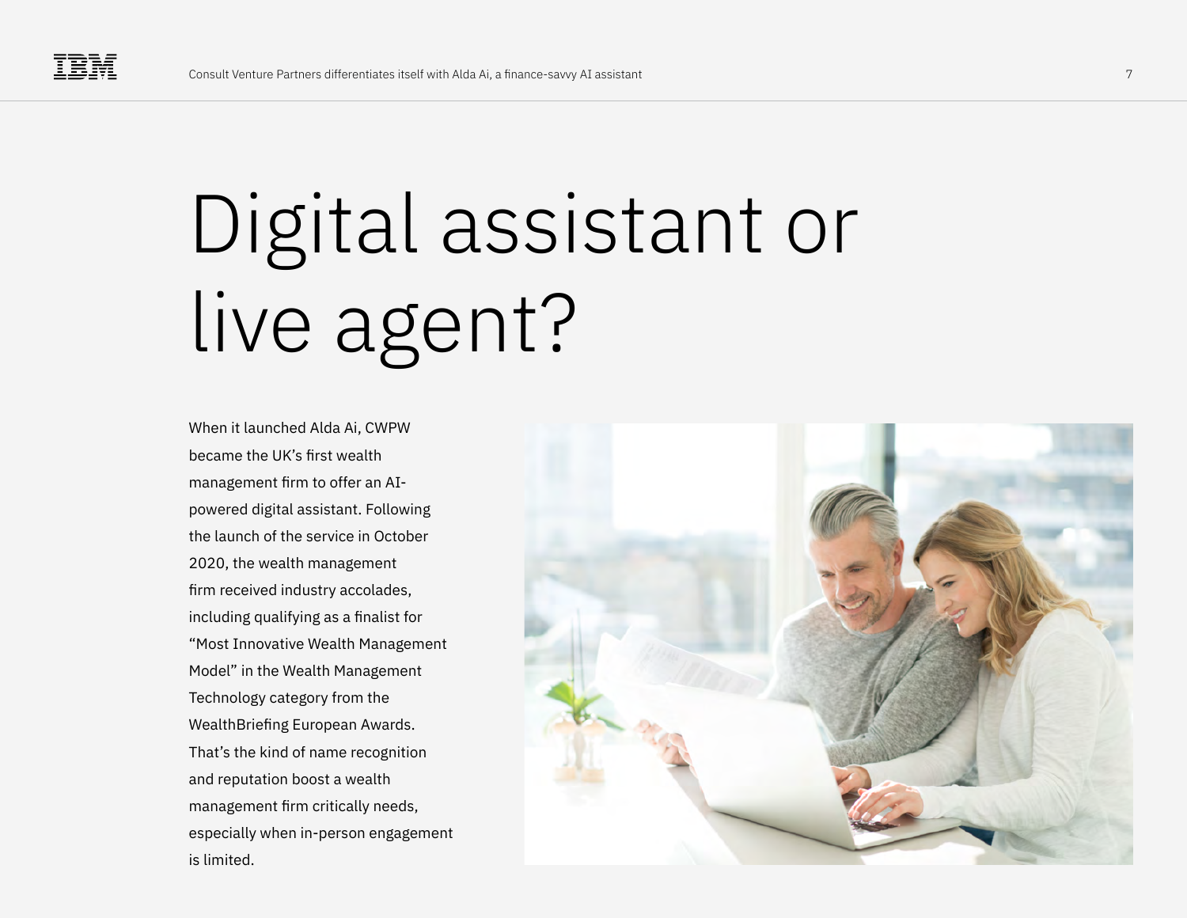# Digital assistant or live agent?

When it launched Alda Ai, CWPW became the UK's first wealth management firm to offer an AI-powered digital assistant. Following the launch of the service in October 2020, the wealth management firm received industry accolades, including qualifying as a finalist for "Most Innovative Wealth Management Model" in the Wealth Management Technology category from the WealthBriefing European Awards. That's the kind of name recognition and reputation boost a wealth management firm critically needs, especially when in-person engagement is limited.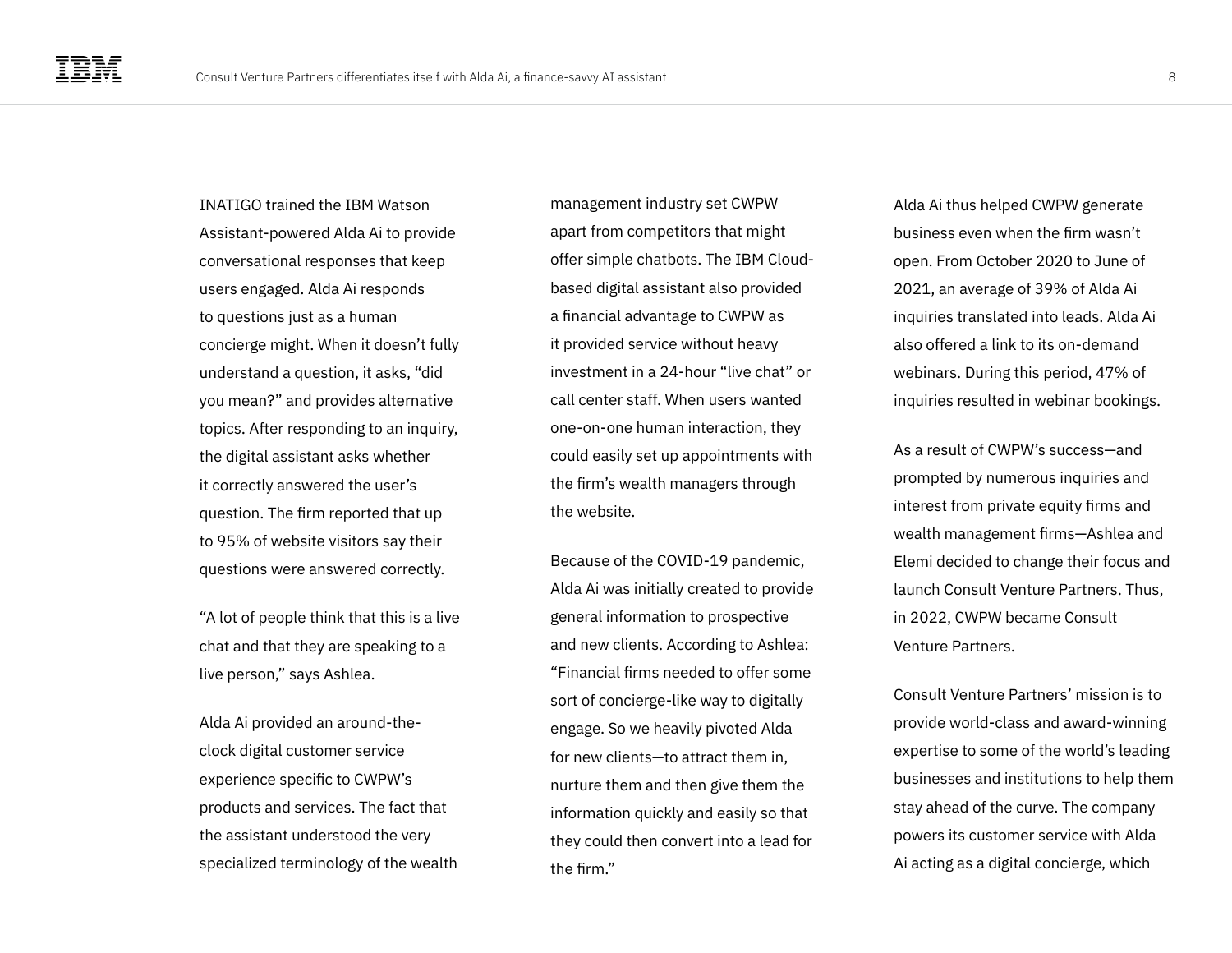INATIGO trained the IBM Watson Assistant-powered Alda Ai to provide conversational responses that keep users engaged. Alda Ai responds to questions just as a human concierge might. When it doesn't fully understand a question, it asks, "did you mean?" and provides alternative topics. After responding to an inquiry, the digital assistant asks whether it correctly answered the user's question. The firm reported that up to 95% of website visitors say their questions were answered correctly.

"A lot of people think that this is a live chat and that they are speaking to a live person," says Ashlea.

Alda Ai provided an around-the-clock digital customer service experience specific to CWPW's products and services. The fact that the assistant understood the very specialized terminology of the wealth management industry set CWPW apart from competitors that might offer simple chatbots. The IBM Cloud-based digital assistant also provided a financial advantage to CWPW as it provided service without heavy investment in a 24-hour "live chat" or call center staff. When users wanted one-on-one human interaction, they could easily set up appointments with the firm's wealth managers through the website.

Because of the COVID-19 pandemic, Alda Ai was initially created to provide general information to prospective and new clients. According to Ashlea: "Financial firms needed to offer some sort of concierge-like way to digitally engage. So we heavily pivoted Alda for new clients—to attract them in, nurture them and then give them the information quickly and easily so that they could then convert into a lead for the firm."

Alda Ai thus helped CWPW generate business even when the firm wasn't open. From October 2020 to June of 2021, an average of 39% of Alda Ai inquiries translated into leads. Alda Ai also offered a link to its on-demand webinars. During this period, 47% of inquiries resulted in webinar bookings.

As a result of CWPW's success—and prompted by numerous inquiries and interest from private equity firms and wealth management firms—Ashlea and Elemi decided to change their focus and launch Consult Venture Partners. Thus, in 2022, CWPW became Consult Venture Partners.

Consult Venture Partners' mission is to provide world-class and award-winning expertise to some of the world's leading businesses and institutions to help them stay ahead of the curve. The company powers its customer service with Alda Ai acting as a digital concierge, which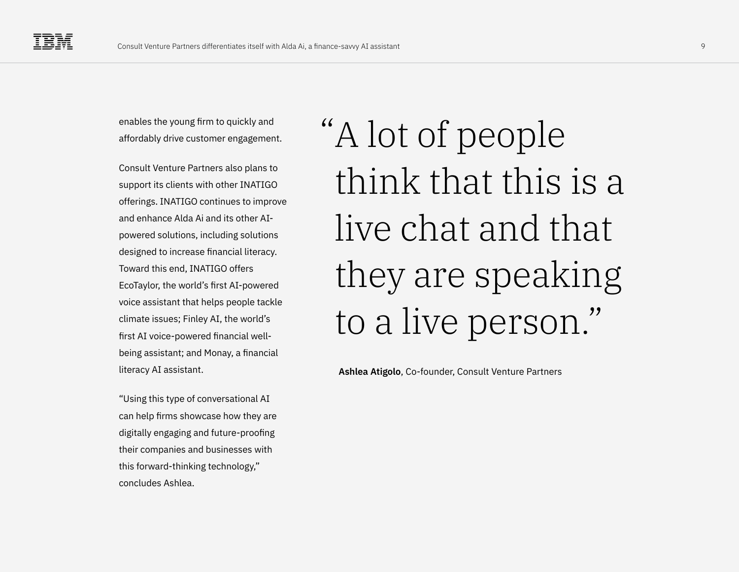enables the young firm to quickly and affordably drive customer engagement.

Consult Venture Partners also plans to support its clients with other INATIGO offerings. INATIGO continues to improve and enhance Alda Ai and its other AI-powered solutions, including solutions designed to increase financial literacy. Toward this end, INATIGO offers EcoTaylor, the world's first AI-powered voice assistant that helps people tackle climate issues; Finley AI, the world's first AI voice-powered financial well-being assistant; and Monay, a financial literacy AI assistant.

"Using this type of conversational AI can help firms showcase how they are digitally engaging and future-proofing their companies and businesses with this forward-thinking technology," concludes Ashlea.

> "A lot of people think that this is a live chat and that they are speaking to a live person."
>
> **Ashlea Atigolo**, Co-founder, Consult Venture Partners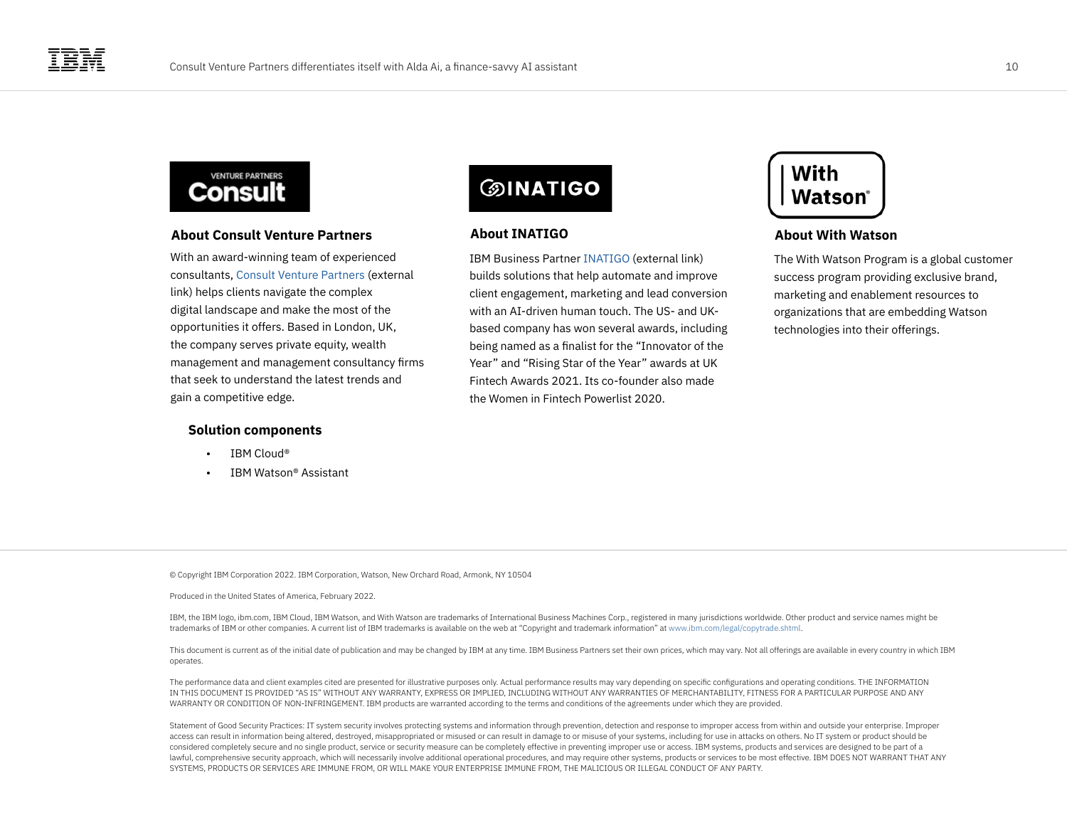## About Consult Venture Partners

With an award-winning team of experienced consultants, Consult Venture Partners (external link) helps clients navigate the complex digital landscape and make the most of the opportunities it offers. Based in London, UK, the company serves private equity, wealth management and management consultancy firms that seek to understand the latest trends and gain a competitive edge.

### Solution components

- IBM Cloud®
- IBM Watson® Assistant

## About INATIGO

IBM Business Partner INATIGO (external link) builds solutions that help automate and improve client engagement, marketing and lead conversion with an AI-driven human touch. The US- and UK-based company has won several awards, including being named as a finalist for the "Innovator of the Year" and "Rising Star of the Year" awards at UK Fintech Awards 2021. Its co-founder also made the Women in Fintech Powerlist 2020.

## About With Watson

The With Watson Program is a global customer success program providing exclusive brand, marketing and enablement resources to organizations that are embedding Watson technologies into their offerings.

© Copyright IBM Corporation 2022. IBM Corporation, Watson, New Orchard Road, Armonk, NY 10504

Produced in the United States of America, February 2022.

IBM, the IBM logo, ibm.com, IBM Cloud, IBM Watson, and With Watson are trademarks of International Business Machines Corp., registered in many jurisdictions worldwide. Other product and service names might be trademarks of IBM or other companies. A current list of IBM trademarks is available on the web at "Copyright and trademark information" at www.ibm.com/legal/copytrade.shtml.

This document is current as of the initial date of publication and may be changed by IBM at any time. IBM Business Partners set their own prices, which may vary. Not all offerings are available in every country in which IBM operates.

The performance data and client examples cited are presented for illustrative purposes only. Actual performance results may vary depending on specific configurations and operating conditions. THE INFORMATION IN THIS DOCUMENT IS PROVIDED "AS IS" WITHOUT ANY WARRANTY, EXPRESS OR IMPLIED, INCLUDING WITHOUT ANY WARRANTIES OF MERCHANTABILITY, FITNESS FOR A PARTICULAR PURPOSE AND ANY WARRANTY OR CONDITION OF NON-INFRINGEMENT. IBM products are warranted according to the terms and conditions of the agreements under which they are provided.

Statement of Good Security Practices: IT system security involves protecting systems and information through prevention, detection and response to improper access from within and outside your enterprise. Improper access can result in information being altered, destroyed, misappropriated or misused or can result in damage to or misuse of your systems, including for use in attacks on others. No IT system or product should be considered completely secure and no single product, service or security measure can be completely effective in preventing improper use or access. IBM systems, products and services are designed to be part of a lawful, comprehensive security approach, which will necessarily involve additional operational procedures, and may require other systems, products or services to be most effective. IBM DOES NOT WARRANT THAT ANY SYSTEMS, PRODUCTS OR SERVICES ARE IMMUNE FROM, OR WILL MAKE YOUR ENTERPRISE IMMUNE FROM, THE MALICIOUS OR ILLEGAL CONDUCT OF ANY PARTY.